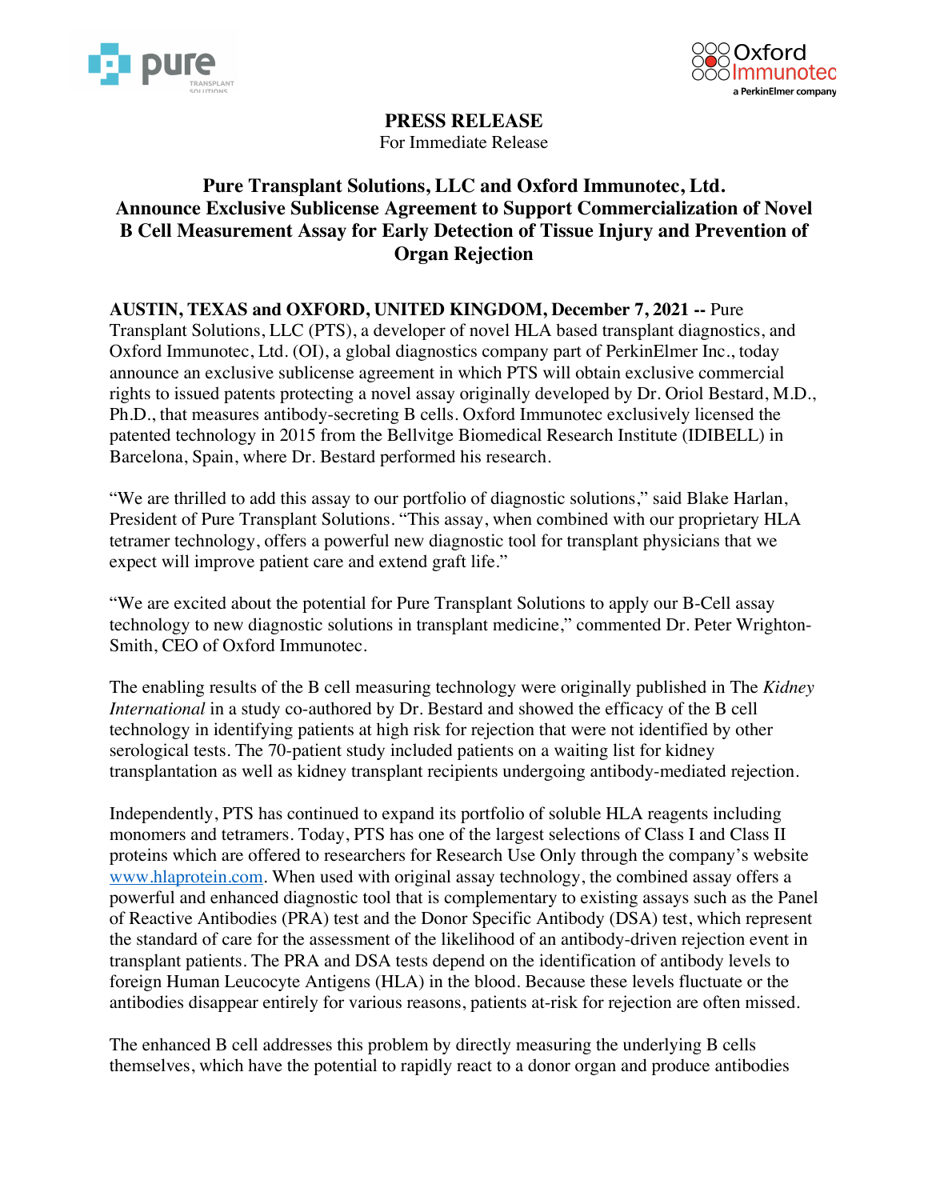**PRESS RELEASE**

For Immediate Release

# Pure Transplant Solutions, LLC and Oxford Immunotec, Ltd. Announce Exclusive Sublicense Agreement to Support Commercialization of Novel B Cell Measurement Assay for Early Detection of Tissue Injury and Prevention of Organ Rejection

**AUSTIN, TEXAS and OXFORD, UNITED KINGDOM, December 7, 2021 --** Pure Transplant Solutions, LLC (PTS), a developer of novel HLA based transplant diagnostics, and Oxford Immunotec, Ltd. (OI), a global diagnostics company part of PerkinElmer Inc., today announce an exclusive sublicense agreement in which PTS will obtain exclusive commercial rights to issued patents protecting a novel assay originally developed by Dr. Oriol Bestard, M.D., Ph.D., that measures antibody-secreting B cells. Oxford Immunotec exclusively licensed the patented technology in 2015 from the Bellvitge Biomedical Research Institute (IDIBELL) in Barcelona, Spain, where Dr. Bestard performed his research.

"We are thrilled to add this assay to our portfolio of diagnostic solutions," said Blake Harlan, President of Pure Transplant Solutions. "This assay, when combined with our proprietary HLA tetramer technology, offers a powerful new diagnostic tool for transplant physicians that we expect will improve patient care and extend graft life."

"We are excited about the potential for Pure Transplant Solutions to apply our B-Cell assay technology to new diagnostic solutions in transplant medicine," commented Dr. Peter Wrighton-Smith, CEO of Oxford Immunotec.

The enabling results of the B cell measuring technology were originally published in The *Kidney International* in a study co-authored by Dr. Bestard and showed the efficacy of the B cell technology in identifying patients at high risk for rejection that were not identified by other serological tests. The 70-patient study included patients on a waiting list for kidney transplantation as well as kidney transplant recipients undergoing antibody-mediated rejection.

Independently, PTS has continued to expand its portfolio of soluble HLA reagents including monomers and tetramers. Today, PTS has one of the largest selections of Class I and Class II proteins which are offered to researchers for Research Use Only through the company's website [www.hlaprotein.com](http://www.hlaprotein.com). When used with original assay technology, the combined assay offers a powerful and enhanced diagnostic tool that is complementary to existing assays such as the Panel of Reactive Antibodies (PRA) test and the Donor Specific Antibody (DSA) test, which represent the standard of care for the assessment of the likelihood of an antibody-driven rejection event in transplant patients. The PRA and DSA tests depend on the identification of antibody levels to foreign Human Leucocyte Antigens (HLA) in the blood. Because these levels fluctuate or the antibodies disappear entirely for various reasons, patients at-risk for rejection are often missed.

The enhanced B cell addresses this problem by directly measuring the underlying B cells themselves, which have the potential to rapidly react to a donor organ and produce antibodies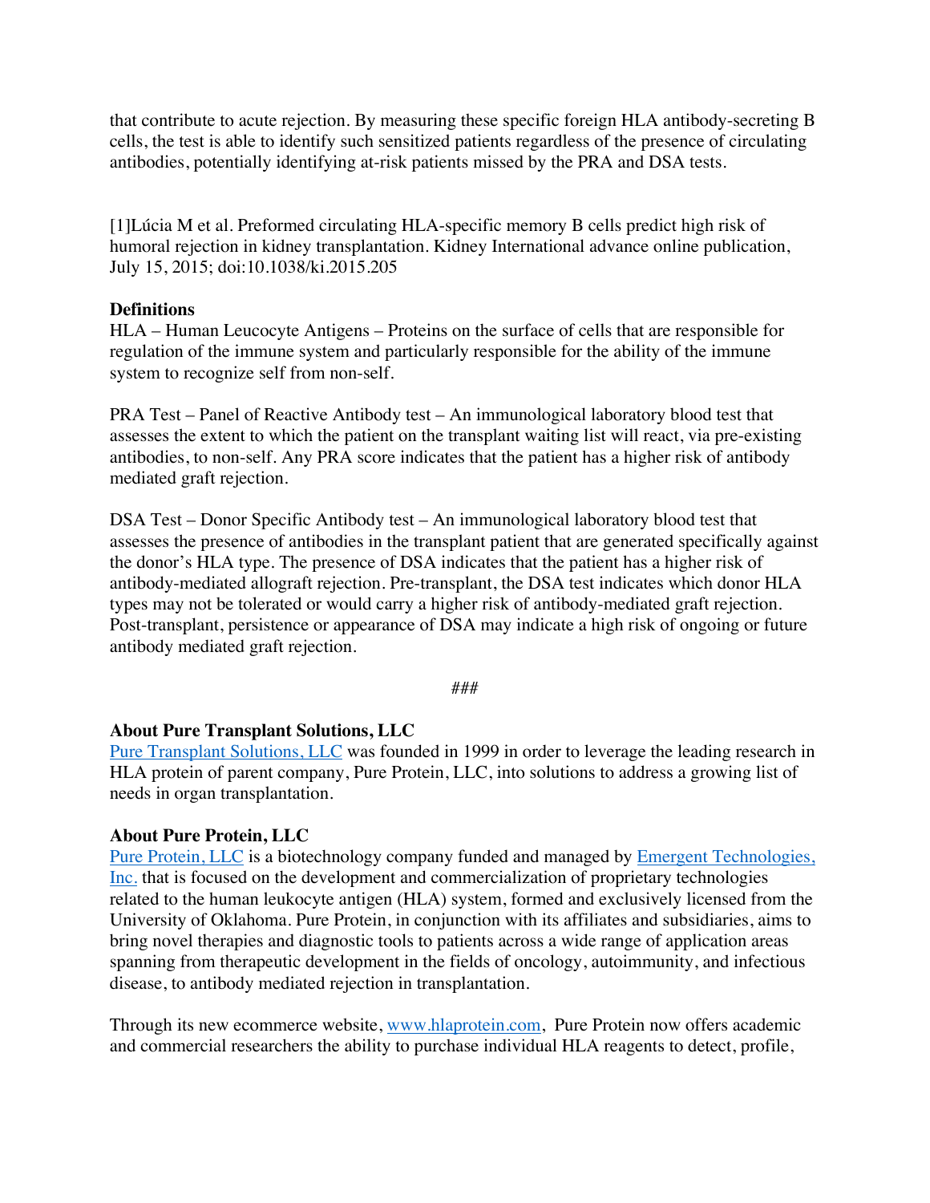that contribute to acute rejection. By measuring these specific foreign HLA antibody-secreting B cells, the test is able to identify such sensitized patients regardless of the presence of circulating antibodies, potentially identifying at-risk patients missed by the PRA and DSA tests.

[1]Lúcia M et al. Preformed circulating HLA-specific memory B cells predict high risk of humoral rejection in kidney transplantation. Kidney International advance online publication, July 15, 2015; doi:10.1038/ki.2015.205

**Definitions**

HLA – Human Leucocyte Antigens – Proteins on the surface of cells that are responsible for regulation of the immune system and particularly responsible for the ability of the immune system to recognize self from non-self.

PRA Test – Panel of Reactive Antibody test – An immunological laboratory blood test that assesses the extent to which the patient on the transplant waiting list will react, via pre-existing antibodies, to non-self. Any PRA score indicates that the patient has a higher risk of antibody mediated graft rejection.

DSA Test – Donor Specific Antibody test – An immunological laboratory blood test that assesses the presence of antibodies in the transplant patient that are generated specifically against the donor's HLA type. The presence of DSA indicates that the patient has a higher risk of antibody-mediated allograft rejection. Pre-transplant, the DSA test indicates which donor HLA types may not be tolerated or would carry a higher risk of antibody-mediated graft rejection. Post-transplant, persistence or appearance of DSA may indicate a high risk of ongoing or future antibody mediated graft rejection.

###

**About Pure Transplant Solutions, LLC**

Pure Transplant Solutions, LLC was founded in 1999 in order to leverage the leading research in HLA protein of parent company, Pure Protein, LLC, into solutions to address a growing list of needs in organ transplantation.

**About Pure Protein, LLC**

Pure Protein, LLC is a biotechnology company funded and managed by Emergent Technologies, Inc. that is focused on the development and commercialization of proprietary technologies related to the human leukocyte antigen (HLA) system, formed and exclusively licensed from the University of Oklahoma. Pure Protein, in conjunction with its affiliates and subsidiaries, aims to bring novel therapies and diagnostic tools to patients across a wide range of application areas spanning from therapeutic development in the fields of oncology, autoimmunity, and infectious disease, to antibody mediated rejection in transplantation.

Through its new ecommerce website, www.hlaprotein.com, Pure Protein now offers academic and commercial researchers the ability to purchase individual HLA reagents to detect, profile,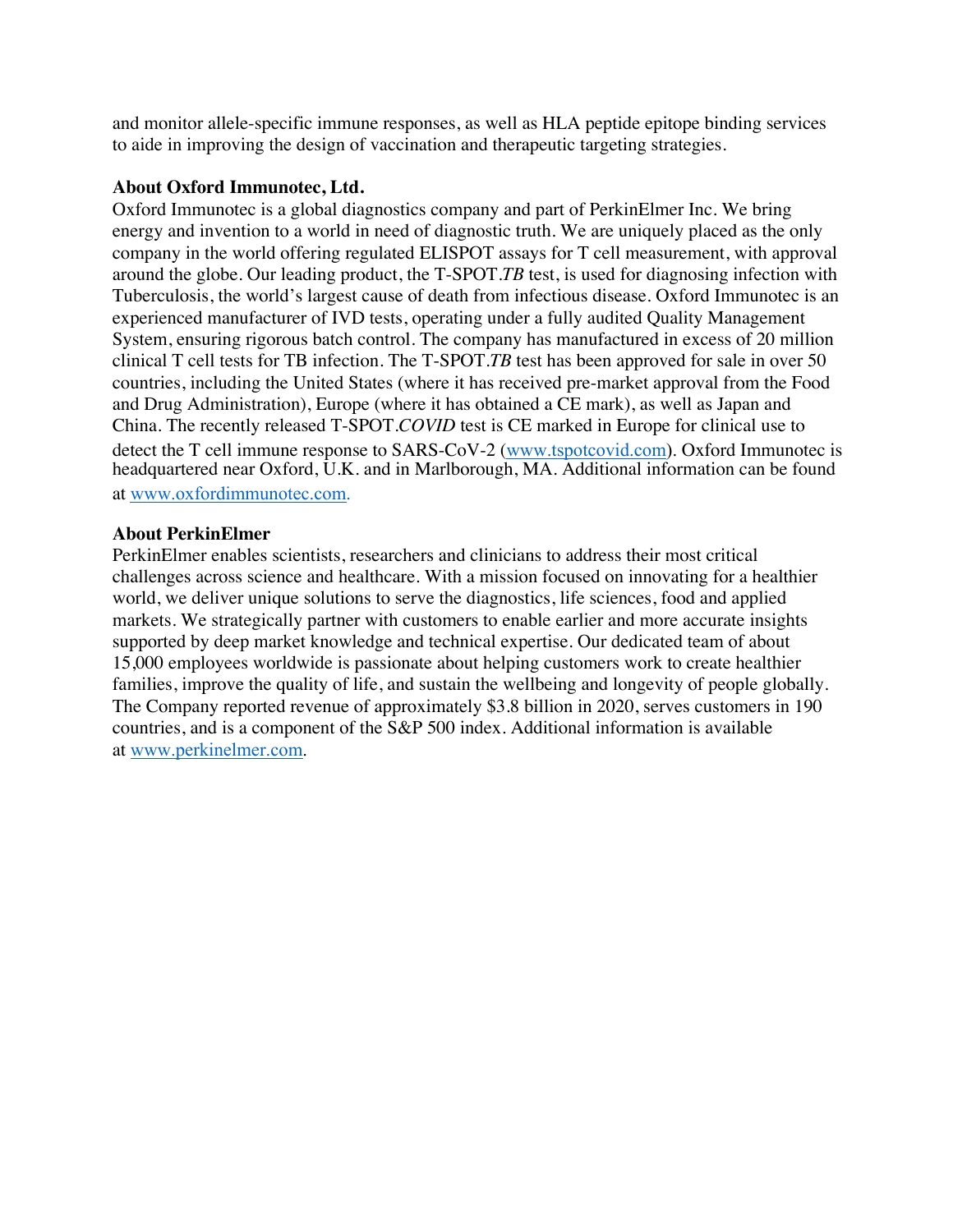and monitor allele-specific immune responses, as well as HLA peptide epitope binding services to aide in improving the design of vaccination and therapeutic targeting strategies.

**About Oxford Immunotec, Ltd.**
Oxford Immunotec is a global diagnostics company and part of PerkinElmer Inc. We bring energy and invention to a world in need of diagnostic truth. We are uniquely placed as the only company in the world offering regulated ELISPOT assays for T cell measurement, with approval around the globe. Our leading product, the T-SPOT.*TB* test, is used for diagnosing infection with Tuberculosis, the world's largest cause of death from infectious disease. Oxford Immunotec is an experienced manufacturer of IVD tests, operating under a fully audited Quality Management System, ensuring rigorous batch control. The company has manufactured in excess of 20 million clinical T cell tests for TB infection. The T-SPOT.*TB* test has been approved for sale in over 50 countries, including the United States (where it has received pre-market approval from the Food and Drug Administration), Europe (where it has obtained a CE mark), as well as Japan and China. The recently released T-SPOT.*COVID* test is CE marked in Europe for clinical use to detect the T cell immune response to SARS-CoV-2 (www.tspotcovid.com). Oxford Immunotec is headquartered near Oxford, U.K. and in Marlborough, MA. Additional information can be found at www.oxfordimmunotec.com.

**About PerkinElmer**
PerkinElmer enables scientists, researchers and clinicians to address their most critical challenges across science and healthcare. With a mission focused on innovating for a healthier world, we deliver unique solutions to serve the diagnostics, life sciences, food and applied markets. We strategically partner with customers to enable earlier and more accurate insights supported by deep market knowledge and technical expertise. Our dedicated team of about 15,000 employees worldwide is passionate about helping customers work to create healthier families, improve the quality of life, and sustain the wellbeing and longevity of people globally. The Company reported revenue of approximately $3.8 billion in 2020, serves customers in 190 countries, and is a component of the S&P 500 index. Additional information is available at www.perkinelmer.com.